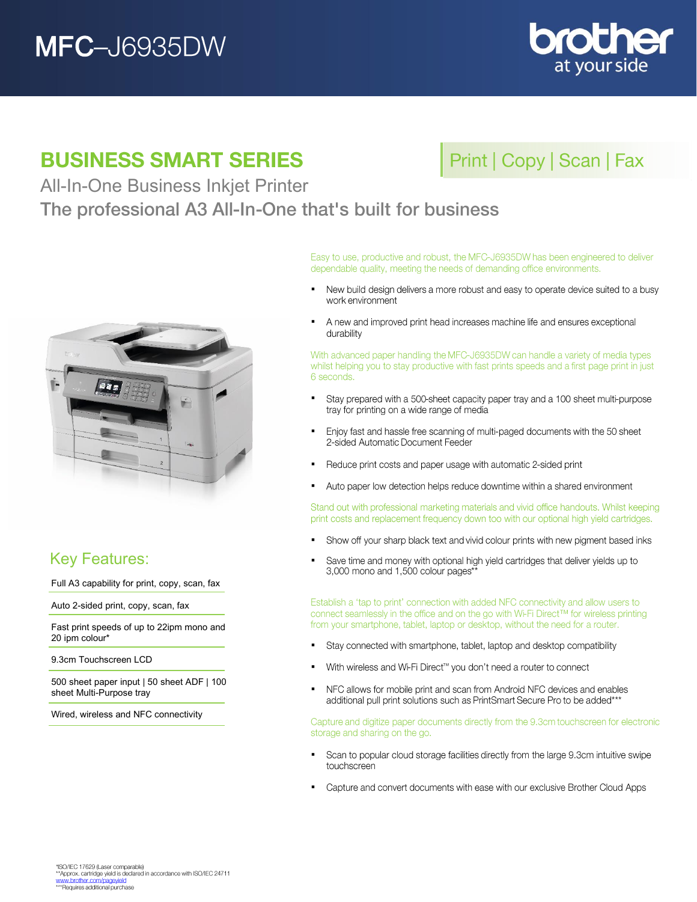# MFC–J6935DW

## BUSINESS SMART SERIES

Print | Copy | Scan | Fax

All-In-One Business Inkjet Printer

The professional A3 All-In-One that's built for business

### Key Features:

- Full A3 capability for print, copy, scan, fax
- Auto 2-sided print, copy, scan, fax
- Fast print speeds of up to 22ipm mono and 20 ipm colour*
- 9.3cm Touchscreen LCD
- 500 sheet paper input | 50 sheet ADF | 100 sheet Multi-Purpose tray
- Wired, wireless and NFC connectivity

Easy to use, productive and robust, the MFC-J6935DW has been engineered to deliver dependable quality, meeting the needs of demanding office environments.

- New build design delivers a more robust and easy to operate device suited to a busy work environment
- A new and improved print head increases machine life and ensures exceptional durability

With advanced paper handling the MFC-J6935DW can handle a variety of media types whilst helping you to stay productive with fast prints speeds and a first page print in just 6 seconds.

- Stay prepared with a 500-sheet capacity paper tray and a 100 sheet multi-purpose tray for printing on a wide range of media
- Enjoy fast and hassle free scanning of multi-paged documents with the 50 sheet 2-sided Automatic Document Feeder
- Reduce print costs and paper usage with automatic 2-sided print
- Auto paper low detection helps reduce downtime within a shared environment

Stand out with professional marketing materials and vivid office handouts. Whilst keeping print costs and replacement frequency down too with our optional high yield cartridges.

- Show off your sharp black text and vivid colour prints with new pigment based inks
- Save time and money with optional high yield cartridges that deliver yields up to 3,000 mono and 1,500 colour pages**

Establish a 'tap to print' connection with added NFC connectivity and allow users to connect seamlessly in the office and on the go with Wi-Fi Direct™ for wireless printing from your smartphone, tablet, laptop or desktop, without the need for a router.

- Stay connected with smartphone, tablet, laptop and desktop compatibility
- With wireless and Wi-Fi Direct™ you don't need a router to connect
- NFC allows for mobile print and scan from Android NFC devices and enables additional pull print solutions such as PrintSmart Secure Pro to be added***

Capture and digitize paper documents directly from the 9.3cm touchscreen for electronic storage and sharing on the go.

- Scan to popular cloud storage facilities directly from the large 9.3cm intuitive swipe touchscreen
- Capture and convert documents with ease with our exclusive Brother Cloud Apps

*ISO/IEC 17629 (Laser comparable)
**Approx. cartridge yield is declared in accordance with ISO/IEC 24711
www.brother.com/pageyield
***Requires additional purchase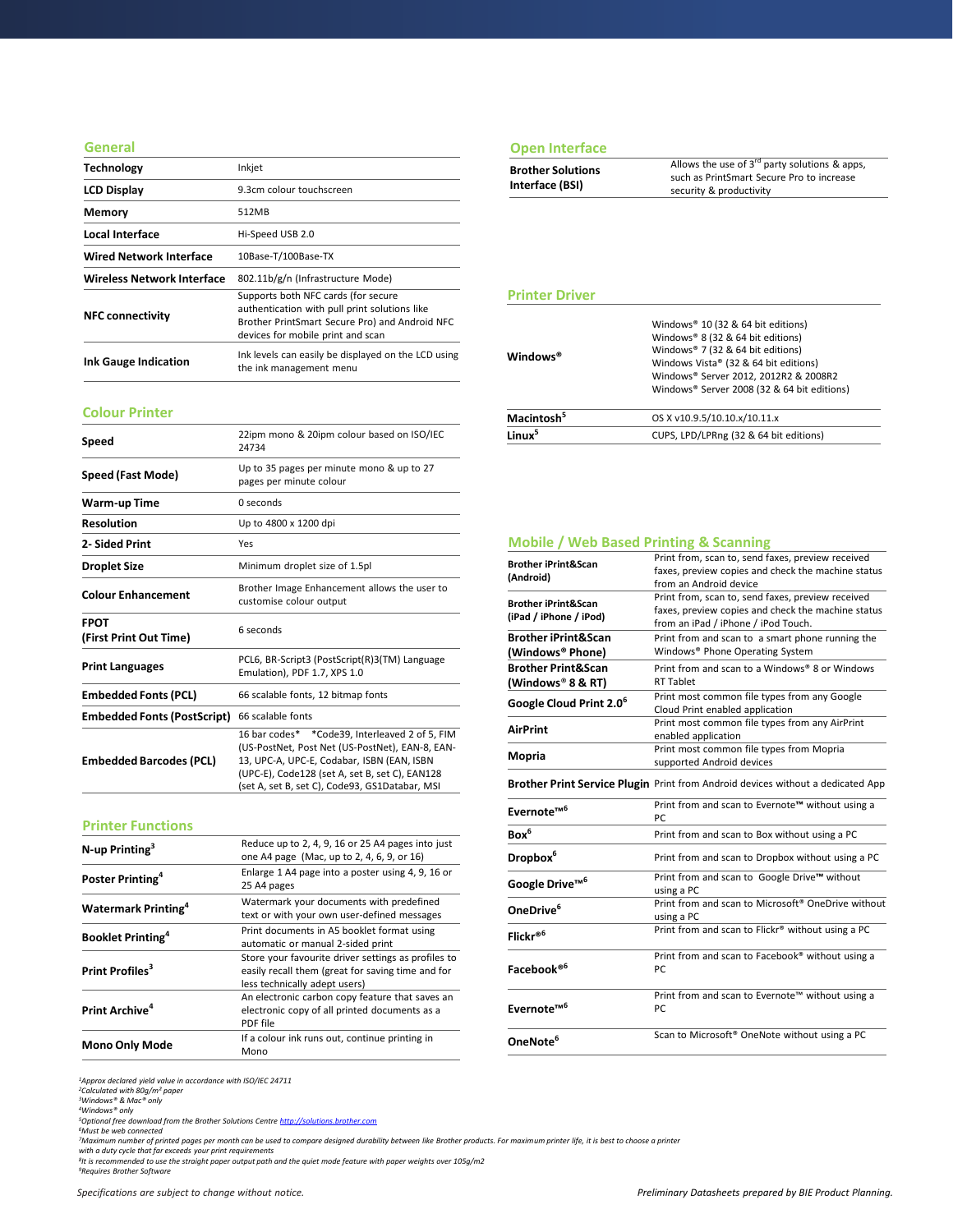## General

| | |
|---|---|
| **Technology** | Inkjet |
| **LCD Display** | 9.3cm colour touchscreen |
| **Memory** | 512MB |
| **Local Interface** | Hi-Speed USB 2.0 |
| **Wired Network Interface** | 10Base-T/100Base-TX |
| **Wireless Network Interface** | 802.11b/g/n (Infrastructure Mode) |
| **NFC connectivity** | Supports both NFC cards (for secure authentication with pull print solutions like Brother PrintSmart Secure Pro) and Android NFC devices for mobile print and scan |
| **Ink Gauge Indication** | Ink levels can easily be displayed on the LCD using the ink management menu |

## Colour Printer

| | |
|---|---|
| **Speed** | 22ipm mono & 20ipm colour based on ISO/IEC 24734 |
| **Speed (Fast Mode)** | Up to 35 pages per minute mono & up to 27 pages per minute colour |
| **Warm-up Time** | 0 seconds |
| **Resolution** | Up to 4800 x 1200 dpi |
| **2- Sided Print** | Yes |
| **Droplet Size** | Minimum droplet size of 1.5pl |
| **Colour Enhancement** | Brother Image Enhancement allows the user to customise colour output |
| **FPOT (First Print Out Time)** | 6 seconds |
| **Print Languages** | PCL6, BR-Script3 (PostScript(R)3(TM) Language Emulation), PDF 1.7, XPS 1.0 |
| **Embedded Fonts (PCL)** | 66 scalable fonts, 12 bitmap fonts |
| **Embedded Fonts (PostScript)** | 66 scalable fonts |
| **Embedded Barcodes (PCL)** | 16 bar codes* *Code39, Interleaved 2 of 5, FIM (US-PostNet, Post Net (US-PostNet), EAN-8, EAN-13, UPC-A, UPC-E, Codabar, ISBN (EAN, ISBN (UPC-E), Code128 (set A, set B, set C), EAN128 (set A, set B, set C), Code93, GS1Databar, MSI |

## Printer Functions

| | |
|---|---|
| **N-up Printing**[3] | Reduce up to 2, 4, 9, 16 or 25 A4 pages into just one A4 page (Mac, up to 2, 4, 6, 9, or 16) |
| **Poster Printing**[4] | Enlarge 1 A4 page into a poster using 4, 9, 16 or 25 A4 pages |
| **Watermark Printing**[4] | Watermark your documents with predefined text or with your own user-defined messages |
| **Booklet Printing**[4] | Print documents in A5 booklet format using automatic or manual 2-sided print |
| **Print Profiles**[3] | Store your favourite driver settings as profiles to easily recall them (great for saving time and for less technically adept users) |
| **Print Archive**[4] | An electronic carbon copy feature that saves an electronic copy of all printed documents as a PDF file |
| **Mono Only Mode** | If a colour ink runs out, continue printing in Mono |

## Open Interface

| | |
|---|---|
| **Brother Solutions Interface (BSI)** | Allows the use of 3rd party solutions & apps, such as PrintSmart Secure Pro to increase security & productivity |

## Printer Driver

| | |
|---|---|
| **Windows®** | Windows® 10 (32 & 64 bit editions)<br>Windows® 8 (32 & 64 bit editions)<br>Windows® 7 (32 & 64 bit editions)<br>Windows Vista® (32 & 64 bit editions)<br>Windows® Server 2012, 2012R2 & 2008R2<br>Windows® Server 2008 (32 & 64 bit editions) |
| **Macintosh**[5] | OS X v10.9.5/10.10.x/10.11.x |
| **Linux**[5] | CUPS, LPD/LPRng (32 & 64 bit editions) |

## Mobile / Web Based Printing & Scanning

| | |
|---|---|
| **Brother iPrint&Scan (Android)** | Print from, scan to, send faxes, preview received faxes, preview copies and check the machine status from an Android device |
| **Brother iPrint&Scan (iPad / iPhone / iPod)** | Print from, scan to, send faxes, preview received faxes, preview copies and check the machine status from an iPad / iPhone / iPod Touch. |
| **Brother iPrint&Scan (Windows® Phone)** | Print from and scan to a smart phone running the Windows® Phone Operating System |
| **Brother Print&Scan (Windows® 8 & RT)** | Print from and scan to a Windows® 8 or Windows RT Tablet |
| **Google Cloud Print 2.0**[6] | Print most common file types from any Google Cloud Print enabled application |
| **AirPrint** | Print most common file types from any AirPrint enabled application |
| **Mopria** | Print most common file types from Mopria supported Android devices |
| **Brother Print Service Plugin** | Print from Android devices without a dedicated App |
| **Evernote™**[6] | Print from and scan to Evernote™ without using a PC |
| **Box**[6] | Print from and scan to Box without using a PC |
| **Dropbox**[6] | Print from and scan to Dropbox without using a PC |
| **Google Drive™**[6] | Print from and scan to Google Drive™ without using a PC |
| **OneDrive**[6] | Print from and scan to Microsoft® OneDrive without using a PC |
| **Flickr®**[6] | Print from and scan to Flickr® without using a PC |
| **Facebook®**[6] | Print from and scan to Facebook® without using a PC |
| **Evernote™**[6] | Print from and scan to Evernote™ without using a PC |
| **OneNote**[6] | Scan to Microsoft® OneNote without using a PC |

*[1]Approx declared yield value in accordance with ISO/IEC 24711*
*[2]Calculated with 80g/m² paper*
*[3]Windows® & Mac® only*
*[4]Windows® only*
*[5]Optional free download from the Brother Solutions Centre http://solutions.brother.com*
*[6]Must be web connected*
*[7]Maximum number of printed pages per month can be used to compare designed durability between like Brother products. For maximum printer life, it is best to choose a printer with a duty cycle that far exceeds your print requirements*
*[8]It is recommended to use the straight paper output path and the quiet mode feature with paper weights over 105g/m2*
*[9]Requires Brother Software*

*Specifications are subject to change without notice.*

*Preliminary Datasheets prepared by BIE Product Planning.*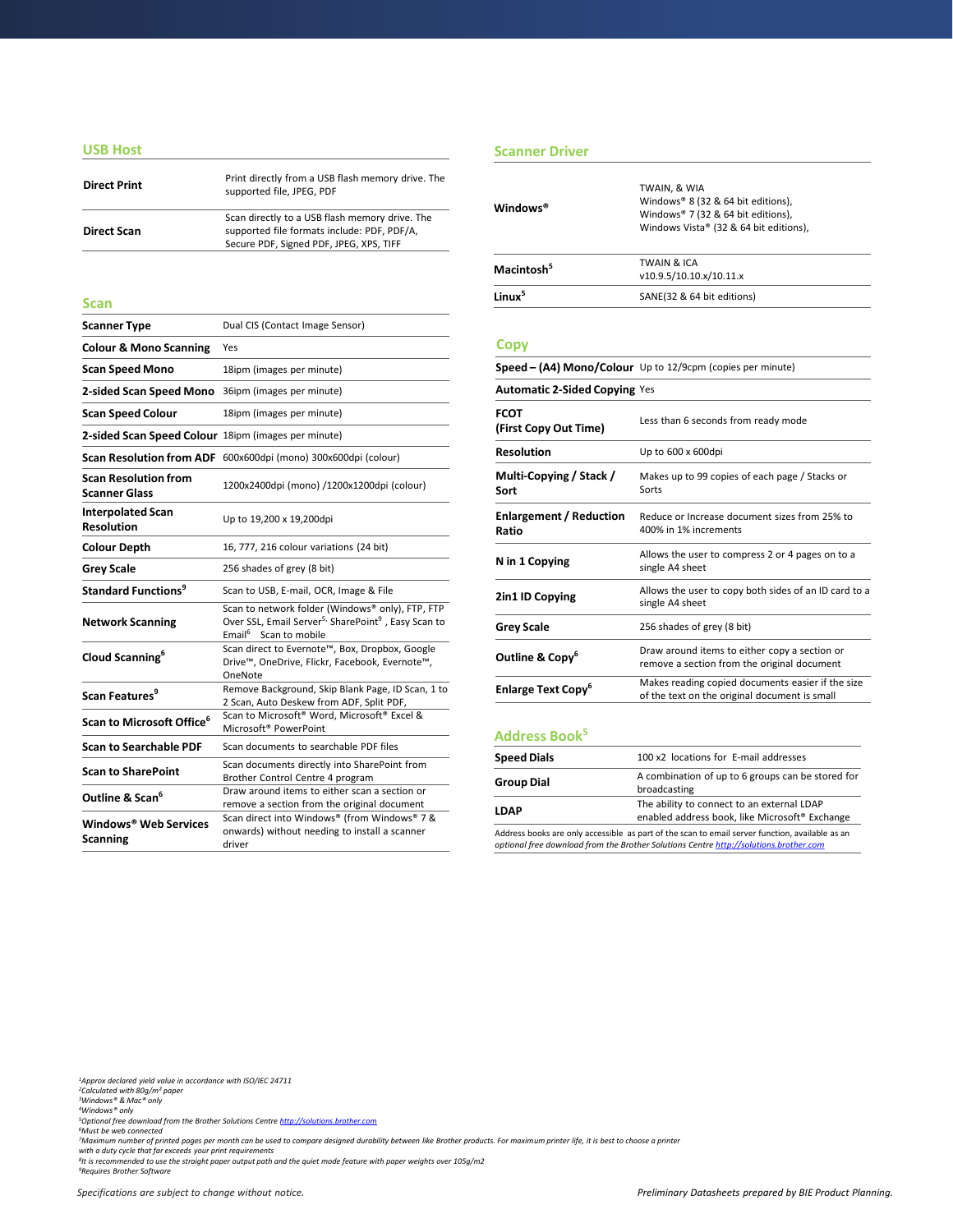## USB Host

| | |
|---|---|
| **Direct Print** | Print directly from a USB flash memory drive. The supported file, JPEG, PDF |
| **Direct Scan** | Scan directly to a USB flash memory drive. The supported file formats include: PDF, PDF/A, Secure PDF, Signed PDF, JPEG, XPS, TIFF |

## Scan

| | |
|---|---|
| **Scanner Type** | Dual CIS (Contact Image Sensor) |
| **Colour & Mono Scanning** | Yes |
| **Scan Speed Mono** | 18ipm (images per minute) |
| **2-sided Scan Speed Mono** | 36ipm (images per minute) |
| **Scan Speed Colour** | 18ipm (images per minute) |
| **2-sided Scan Speed Colour** | 18ipm (images per minute) |
| **Scan Resolution from ADF** | 600x600dpi (mono) 300x600dpi (colour) |
| **Scan Resolution from Scanner Glass** | 1200x2400dpi (mono) /1200x1200dpi (colour) |
| **Interpolated Scan Resolution** | Up to 19,200 x 19,200dpi |
| **Colour Depth** | 16, 777, 216 colour variations (24 bit) |
| **Grey Scale** | 256 shades of grey (8 bit) |
| **Standard Functions**[9] | Scan to USB, E-mail, OCR, Image & File |
| **Network Scanning** | Scan to network folder (Windows® only), FTP, FTP Over SSL, Email Server[5,] SharePoint[9] , Easy Scan to Email[6] Scan to mobile |
| **Cloud Scanning**[6] | Scan direct to Evernote™, Box, Dropbox, Google Drive™, OneDrive, Flickr, Facebook, Evernote™, OneNote |
| **Scan Features**[9] | Remove Background, Skip Blank Page, ID Scan, 1 to 2 Scan, Auto Deskew from ADF, Split PDF, |
| **Scan to Microsoft Office**[6] | Scan to Microsoft® Word, Microsoft® Excel & Microsoft® PowerPoint |
| **Scan to Searchable PDF** | Scan documents to searchable PDF files |
| **Scan to SharePoint** | Scan documents directly into SharePoint from Brother Control Centre 4 program |
| **Outline & Scan**[6] | Draw around items to either scan a section or remove a section from the original document |
| **Windows® Web Services Scanning** | Scan direct into Windows® (from Windows® 7 & onwards) without needing to install a scanner driver |

## Scanner Driver

| | |
|---|---|
| **Windows®** | TWAIN, & WIA<br>Windows® 8 (32 & 64 bit editions),<br>Windows® 7 (32 & 64 bit editions),<br>Windows Vista® (32 & 64 bit editions), |
| **Macintosh**[5] | TWAIN & ICA<br>v10.9.5/10.10.x/10.11.x |
| **Linux**[5] | SANE(32 & 64 bit editions) |

## Copy

| | |
|---|---|
| **Speed – (A4) Mono/Colour** | Up to 12/9cpm (copies per minute) |
| **Automatic 2-Sided Copying** | Yes |
| **FCOT (First Copy Out Time)** | Less than 6 seconds from ready mode |
| **Resolution** | Up to 600 x 600dpi |
| **Multi-Copying / Stack / Sort** | Makes up to 99 copies of each page / Stacks or Sorts |
| **Enlargement / Reduction Ratio** | Reduce or Increase document sizes from 25% to 400% in 1% increments |
| **N in 1 Copying** | Allows the user to compress 2 or 4 pages on to a single A4 sheet |
| **2in1 ID Copying** | Allows the user to copy both sides of an ID card to a single A4 sheet |
| **Grey Scale** | 256 shades of grey (8 bit) |
| **Outline & Copy**[6] | Draw around items to either copy a section or remove a section from the original document |
| **Enlarge Text Copy**[6] | Makes reading copied documents easier if the size of the text on the original document is small |

## Address Book[5]

| | |
|---|---|
| **Speed Dials** | 100 x2 locations for E-mail addresses |
| **Group Dial** | A combination of up to 6 groups can be stored for broadcasting |
| **LDAP** | The ability to connect to an external LDAP enabled address book, like Microsoft® Exchange |

Address books are only accessible as part of the scan to email server function, available as an *optional free download from the Brother Solutions Centre http://solutions.brother.com*

*[1]Approx declared yield value in accordance with ISO/IEC 24711*
*[2]Calculated with 80g/m² paper*
*[3]Windows® & Mac® only*
*[4]Windows® only*
*[5]Optional free download from the Brother Solutions Centre http://solutions.brother.com*
*[6]Must be web connected*
*[7]Maximum number of printed pages per month can be used to compare designed durability between like Brother products. For maximum printer life, it is best to choose a printer with a duty cycle that far exceeds your print requirements*
*[8]It is recommended to use the straight paper output path and the quiet mode feature with paper weights over 105g/m2*
*[9]Requires Brother Software*

*Specifications are subject to change without notice.*

*Preliminary Datasheets prepared by BIE Product Planning.*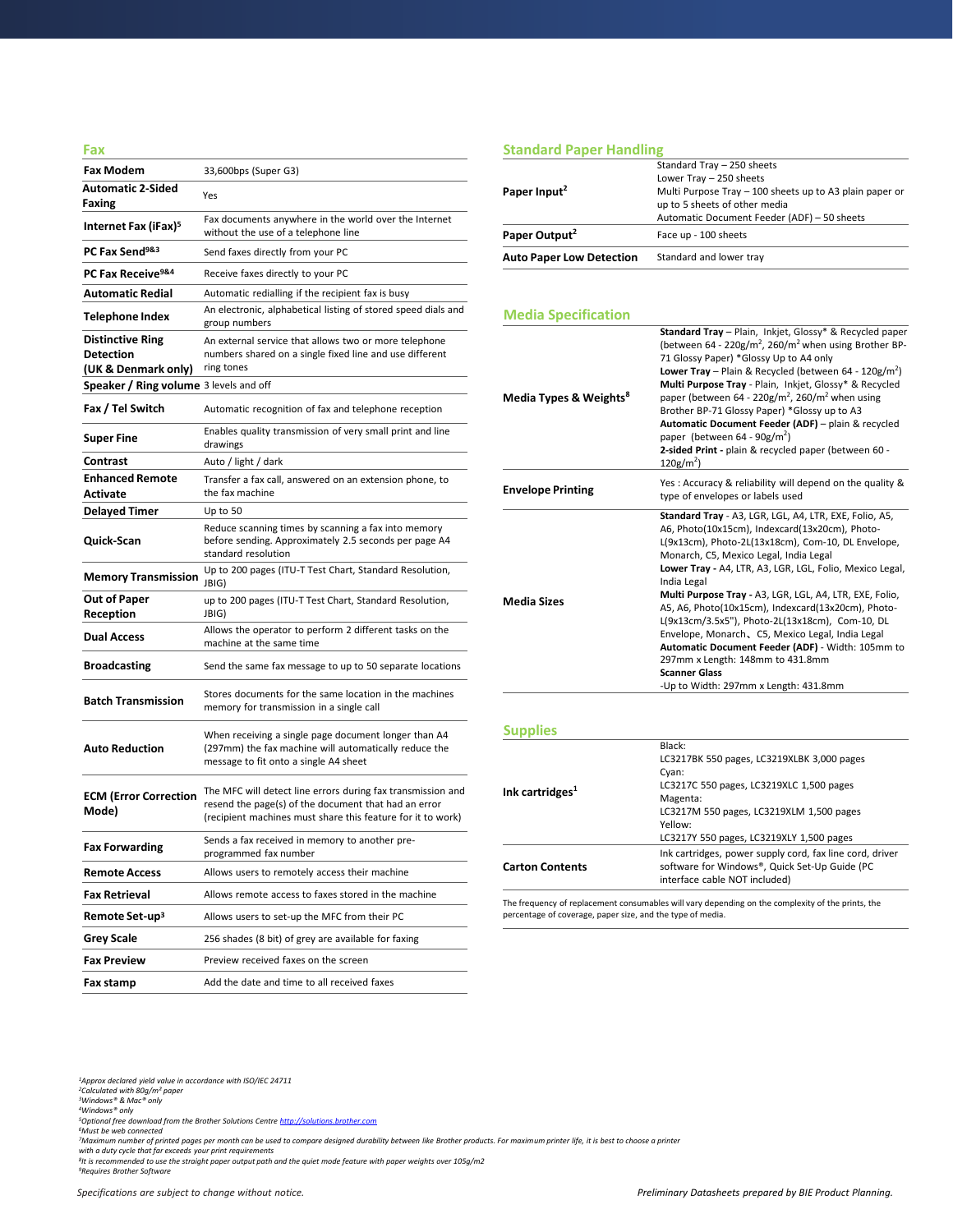## Fax

| | |
|---|---|
| **Fax Modem** | 33,600bps (Super G3) |
| **Automatic 2-Sided Faxing** | Yes |
| **Internet Fax (iFax)[5]** | Fax documents anywhere in the world over the Internet without the use of a telephone line |
| **PC Fax Send[9&3]** | Send faxes directly from your PC |
| **PC Fax Receive[9&4]** | Receive faxes directly to your PC |
| **Automatic Redial** | Automatic redialling if the recipient fax is busy |
| **Telephone Index** | An electronic, alphabetical listing of stored speed dials and group numbers |
| **Distinctive Ring Detection (UK & Denmark only)** | An external service that allows two or more telephone numbers shared on a single fixed line and use different ring tones |
| **Speaker / Ring volume** | 3 levels and off |
| **Fax / Tel Switch** | Automatic recognition of fax and telephone reception |
| **Super Fine** | Enables quality transmission of very small print and line drawings |
| **Contrast** | Auto / light / dark |
| **Enhanced Remote Activate** | Transfer a fax call, answered on an extension phone, to the fax machine |
| **Delayed Timer** | Up to 50 |
| **Quick-Scan** | Reduce scanning times by scanning a fax into memory before sending. Approximately 2.5 seconds per page A4 standard resolution |
| **Memory Transmission** | Up to 200 pages (ITU-T Test Chart, Standard Resolution, JBIG) |
| **Out of Paper Reception** | up to 200 pages (ITU-T Test Chart, Standard Resolution, JBIG) |
| **Dual Access** | Allows the operator to perform 2 different tasks on the machine at the same time |
| **Broadcasting** | Send the same fax message to up to 50 separate locations |
| **Batch Transmission** | Stores documents for the same location in the machines memory for transmission in a single call |
| **Auto Reduction** | When receiving a single page document longer than A4 (297mm) the fax machine will automatically reduce the message to fit onto a single A4 sheet |
| **ECM (Error Correction Mode)** | The MFC will detect line errors during fax transmission and resend the page(s) of the document that had an error (recipient machines must share this feature for it to work) |
| **Fax Forwarding** | Sends a fax received in memory to another pre-programmed fax number |
| **Remote Access** | Allows users to remotely access their machine |
| **Fax Retrieval** | Allows remote access to faxes stored in the machine |
| **Remote Set-up[3]** | Allows users to set-up the MFC from their PC |
| **Grey Scale** | 256 shades (8 bit) of grey are available for faxing |
| **Fax Preview** | Preview received faxes on the screen |
| **Fax stamp** | Add the date and time to all received faxes |

## Standard Paper Handling

| | |
|---|---|
| **Paper Input[2]** | Standard Tray – 250 sheets<br>Lower Tray – 250 sheets<br>Multi Purpose Tray – 100 sheets up to A3 plain paper or up to 5 sheets of other media<br>Automatic Document Feeder (ADF) – 50 sheets |
| **Paper Output[2]** | Face up - 100 sheets |
| **Auto Paper Low Detection** | Standard and lower tray |

## Media Specification

| | |
|---|---|
| **Media Types & Weights[8]** | **Standard Tray** – Plain, Inkjet, Glossy* & Recycled paper (between 64 - 220g/m$^2$, 260/m$^2$ when using Brother BP-71 Glossy Paper) *Glossy Up to A4 only<br>**Lower Tray** – Plain & Recycled (between 64 - 120g/m$^2$)<br>**Multi Purpose Tray** - Plain, Inkjet, Glossy* & Recycled paper (between 64 - 220g/m$^2$, 260/m$^2$ when using Brother BP-71 Glossy Paper) *Glossy up to A3<br>**Automatic Document Feeder (ADF)** – plain & recycled paper (between 64 - 90g/m$^2$)<br>**2-sided Print -** plain & recycled paper (between 60 - 120g/m$^2$) |
| **Envelope Printing** | Yes : Accuracy & reliability will depend on the quality & type of envelopes or labels used |
| **Media Sizes** | **Standard Tray** - A3, LGR, LGL, A4, LTR, EXE, Folio, A5, A6, Photo(10x15cm), Indexcard(13x20cm), Photo-L(9x13cm), Photo-2L(13x18cm), Com-10, DL Envelope, Monarch, C5, Mexico Legal, India Legal<br>**Lower Tray -** A4, LTR, A3, LGR, LGL, Folio, Mexico Legal, India Legal<br>**Multi Purpose Tray -** A3, LGR, LGL, A4, LTR, EXE, Folio, A5, A6, Photo(10x15cm), Indexcard(13x20cm), Photo-L(9x13cm/3.5x5"), Photo-2L(13x18cm), Com-10, DL Envelope, Monarch、C5, Mexico Legal, India Legal<br>**Automatic Document Feeder (ADF)** - Width: 105mm to 297mm x Length: 148mm to 431.8mm<br>**Scanner Glass**<br>-Up to Width: 297mm x Length: 431.8mm |

## Supplies

| | |
|---|---|
| **Ink cartridges[1]** | Black:<br>LC3217BK 550 pages, LC3219XLBK 3,000 pages<br>Cyan:<br>LC3217C 550 pages, LC3219XLC 1,500 pages<br>Magenta:<br>LC3217M 550 pages, LC3219XLM 1,500 pages<br>Yellow:<br>LC3217Y 550 pages, LC3219XLY 1,500 pages |
| **Carton Contents** | Ink cartridges, power supply cord, fax line cord, driver software for Windows®, Quick Set-Up Guide (PC interface cable NOT included) |

The frequency of replacement consumables will vary depending on the complexity of the prints, the percentage of coverage, paper size, and the type of media.

*[1]Approx declared yield value in accordance with ISO/IEC 24711*
*[2]Calculated with 80g/m² paper*
*[3]Windows® & Mac® only*
*[4]Windows® only*
*[5]Optional free download from the Brother Solutions Centre http://solutions.brother.com*
*[6]Must be web connected*
*[7]Maximum number of printed pages per month can be used to compare designed durability between like Brother products. For maximum printer life, it is best to choose a printer with a duty cycle that far exceeds your print requirements*
*[8]It is recommended to use the straight paper output path and the quiet mode feature with paper weights over 105g/m2*
*[9]Requires Brother Software*

*Specifications are subject to change without notice.*

*Preliminary Datasheets prepared by BIE Product Planning.*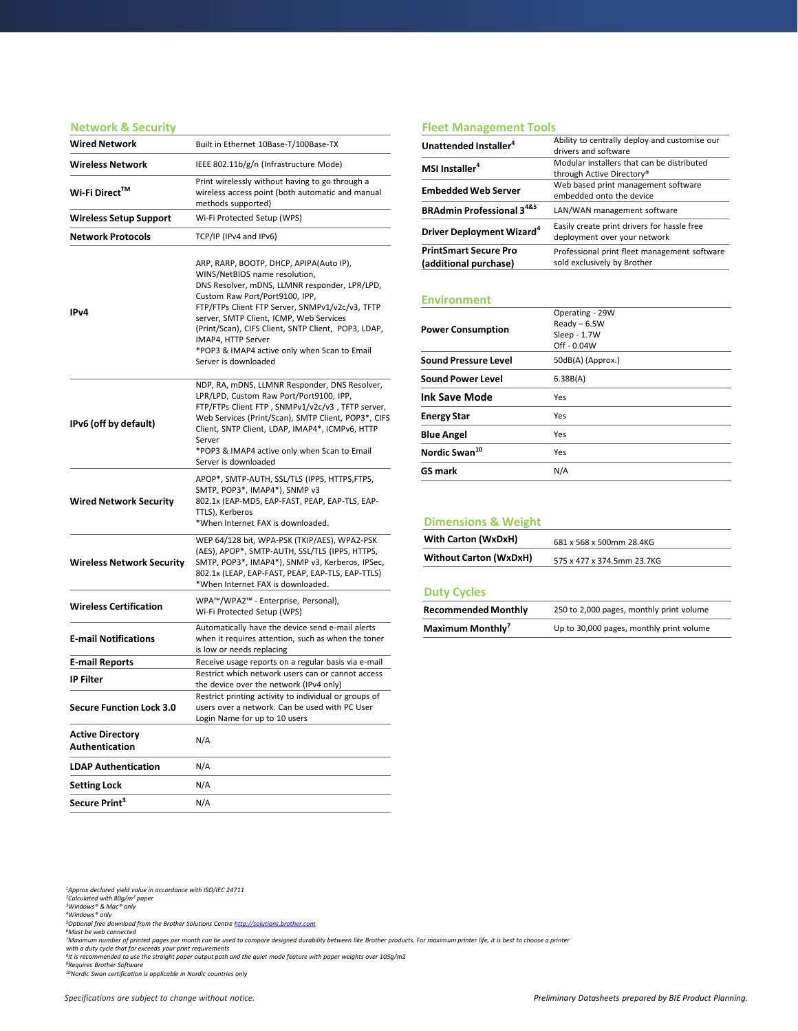## Network & Security

| | |
|---|---|
| **Wired Network** | Built in Ethernet 10Base-T/100Base-TX |
| **Wireless Network** | IEEE 802.11b/g/n (Infrastructure Mode) |
| **Wi-Fi Direct™** | Print wirelessly without having to go through a wireless access point (both automatic and manual methods supported) |
| **Wireless Setup Support** | Wi-Fi Protected Setup (WPS) |
| **Network Protocols** | TCP/IP (IPv4 and IPv6) |
| **IPv4** | ARP, RARP, BOOTP, DHCP, APIPA(Auto IP), WINS/NetBIOS name resolution, DNS Resolver, mDNS, LLMNR responder, LPR/LPD, Custom Raw Port/Port9100, IPP, FTP/FTPs Client FTP Server, SNMPv1/v2c/v3, TFTP server, SMTP Client, ICMP, Web Services (Print/Scan), CIFS Client, SNTP Client, POP3, LDAP, IMAP4, HTTP Server<br>*POP3 & IMAP4 active only when Scan to Email Server is downloaded |
| **IPv6 (off by default)** | NDP, RA, mDNS, LLMNR Responder, DNS Resolver, LPR/LPD, Custom Raw Port/Port9100, IPP, FTP/FTPs Client FTP , SNMPv1/v2c/v3 , TFTP server, Web Services (Print/Scan), SMTP Client, POP3*, CIFS Client, SNTP Client, LDAP, IMAP4*, ICMPv6, HTTP Server<br>*POP3 & IMAP4 active only when Scan to Email Server is downloaded |
| **Wired Network Security** | APOP*, SMTP-AUTH, SSL/TLS (IPPS, HTTPS,FTPS, SMTP, POP3*, IMAP4*), SNMP v3<br>802.1x (EAP-MD5, EAP-FAST, PEAP, EAP-TLS, EAP-TTLS), Kerberos<br>*When Internet FAX is downloaded. |
| **Wireless Network Security** | WEP 64/128 bit, WPA-PSK (TKIP/AES), WPA2-PSK (AES), APOP*, SMTP-AUTH, SSL/TLS (IPPS, HTTPS, SMTP, POP3*, IMAP4*), SNMP v3, Kerberos, IPSec, 802.1x (LEAP, EAP-FAST, PEAP, EAP-TLS, EAP-TTLS)<br>*When Internet FAX is downloaded. |
| **Wireless Certification** | WPA™/WPA2™ - Enterprise, Personal),<br>Wi-Fi Protected Setup (WPS) |
| **E-mail Notifications** | Automatically have the device send e-mail alerts when it requires attention, such as when the toner is low or needs replacing |
| **E-mail Reports** | Receive usage reports on a regular basis via e-mail |
| **IP Filter** | Restrict which network users can or cannot access the device over the network (IPv4 only) |
| **Secure Function Lock 3.0** | Restrict printing activity to individual or groups of users over a network. Can be used with PC User Login Name for up to 10 users |
| **Active Directory Authentication** | N/A |
| **LDAP Authentication** | N/A |
| **Setting Lock** | N/A |
| **Secure Print[3]** | N/A |

## Fleet Management Tools

| | |
|---|---|
| **Unattended Installer[4]** | Ability to centrally deploy and customise our drivers and software |
| **MSI Installer[4]** | Modular installers that can be distributed through Active Directory® |
| **Embedded Web Server** | Web based print management software embedded onto the device |
| **BRAdmin Professional 3[4&5]** | LAN/WAN management software |
| **Driver Deployment Wizard[4]** | Easily create print drivers for hassle free deployment over your network |
| **PrintSmart Secure Pro (additional purchase)** | Professional print fleet management software sold exclusively by Brother |

## Environment

| | |
|---|---|
| **Power Consumption** | Operating - 29W<br>Ready – 6.5W<br>Sleep - 1.7W<br>Off - 0.04W |
| **Sound Pressure Level** | 50dB(A) (Approx.) |
| **Sound Power Level** | 6.38B(A) |
| **Ink Save Mode** | Yes |
| **Energy Star** | Yes |
| **Blue Angel** | Yes |
| **Nordic Swan[10]** | Yes |
| **GS mark** | N/A |

## Dimensions & Weight

| | |
|---|---|
| **With Carton (WxDxH)** | 681 x 568 x 500mm 28.4KG |
| **Without Carton (WxDxH)** | 575 x 477 x 374.5mm 23.7KG |

## Duty Cycles

| | |
|---|---|
| **Recommended Monthly** | 250 to 2,000 pages, monthly print volume |
| **Maximum Monthly[7]** | Up to 30,000 pages, monthly print volume |

*[1]Approx declared yield value in accordance with ISO/IEC 24711*
*[2]Calculated with 80g/m² paper*
*[3]Windows® & Mac® only*
*[4]Windows® only*
*[5]Optional free download from the Brother Solutions Centre http://solutions.brother.com*
*[6]Must be web connected*
*[7]Maximum number of printed pages per month can be used to compare designed durability between like Brother products. For maximum printer life, it is best to choose a printer with a duty cycle that far exceeds your print requirements*
*[8]It is recommended to use the straight paper output path and the quiet mode feature with paper weights over 105g/m2*
*[9]Requires Brother Software*
*[10]Nordic Swan certification is applicable in Nordic countries only*

*Specifications are subject to change without notice.*

*Preliminary Datasheets prepared by BIE Product Planning.*